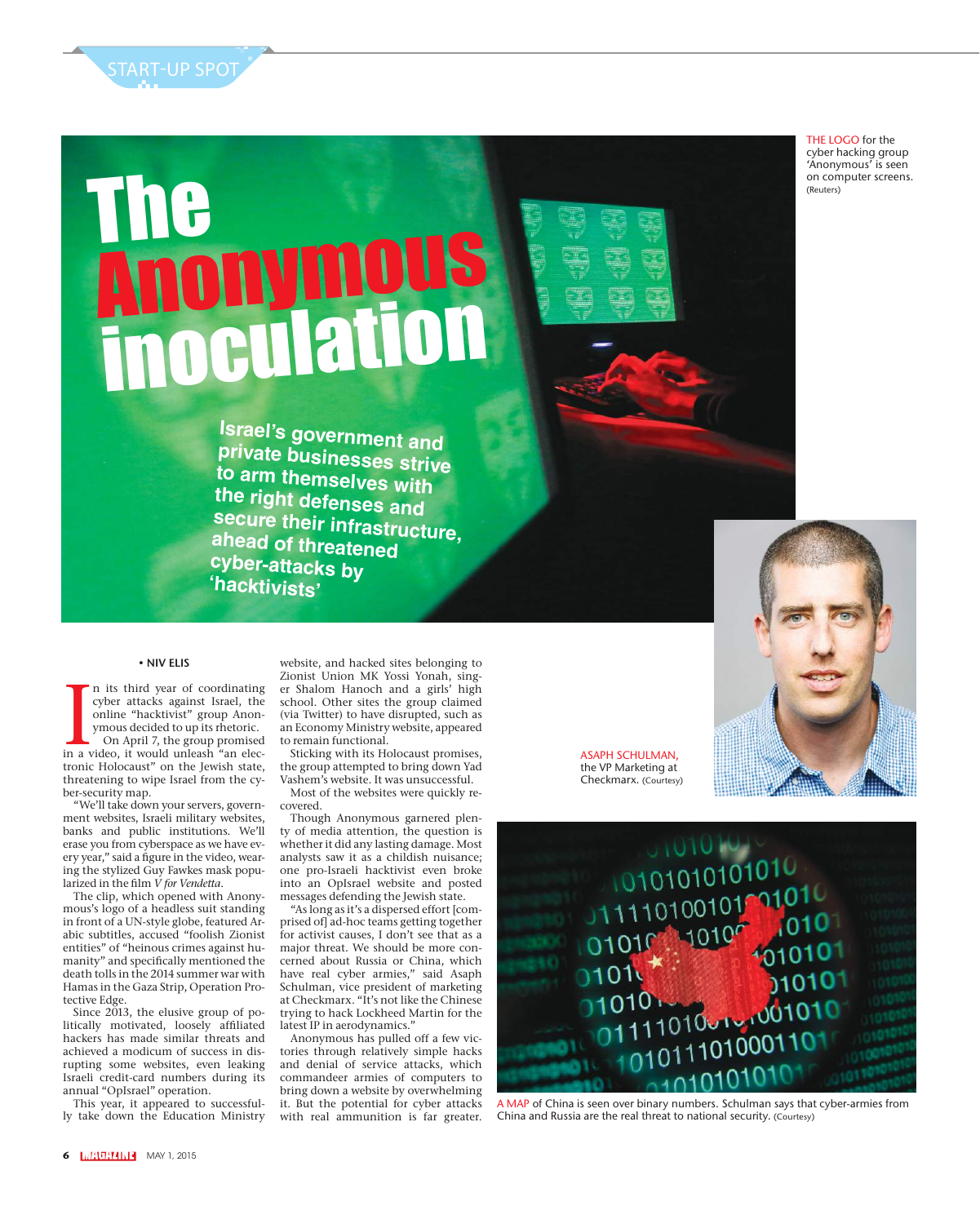START-UP SPOT

# The Anonymous inoculation

**Israel's government and private businesses strive to arm themselves with the right defenses and secure their infrastructure, ahead of threatened cyber-attacks by 'hacktivists'**

THE LOGO for the cyber hacking group 'Anonymous' is seen on computer screens. (Reuters)

• NIV ELIS

In its third year of coordinating cyber attacks against Israel, the online "hacktivist" group Anonymous decided to up its rhetoric.

On April 7, the group promised in a video, it would unleash "an electronic Holocaust" on the Jewish state, threatening to wipe Israel from the cyber-security map.

"We'll take down your servers, government websites, Israeli military websites, banks and public institutions. We'll erase you from cyberspace as we have every year," said a figure in the video, wearing the stylized Guy Fawkes mask popularized in the film *V for Vendetta*.

The clip, which opened with Anonymous's logo of a headless suit standing in front of a UN-style globe, featured Arabic subtitles, accused "foolish Zionist entities" of "heinous crimes against humanity" and specifically mentioned the death tolls in the 2014 summer war with Hamas in the Gaza Strip, Operation Protective Edge.

Since 2013, the elusive group of politically motivated, loosely affiliated hackers has made similar threats and achieved a modicum of success in disrupting some websites, even leaking Israeli credit-card numbers during its annual "OpIsrael" operation.

This year, it appeared to successfully take down the Education Ministry website, and hacked sites belonging to Zionist Union MK Yossi Yonah, singer Shalom Hanoch and a girls' high school. Other sites the group claimed (via Twitter) to have disrupted, such as an Economy Ministry website, appeared to remain functional.

Sticking with its Holocaust promises, the group attempted to bring down Yad Vashem's website. It was unsuccessful.

Most of the websites were quickly recovered.

Though Anonymous garnered plenty of media attention, the question is whether it did any lasting damage. Most analysts saw it as a childish nuisance; one pro-Israeli hacktivist even broke into an OpIsrael website and posted messages defending the Jewish state.

"As long as it's a dispersed effort [comprised of] ad-hoc teams getting together for activist causes, I don't see that as a major threat. We should be more concerned about Russia or China, which have real cyber armies," said Asaph Schulman, vice president of marketing at Checkmarx. "It's not like the Chinese trying to hack Lockheed Martin for the latest IP in aerodynamics."

Anonymous has pulled off a few victories through relatively simple hacks and denial of service attacks, which commandeer armies of computers to bring down a website by overwhelming it. But the potential for cyber attacks with real ammunition is far greater.

ASAPH SCHULMAN, the VP Marketing at Checkmarx. (Courtesy)

A MAP of China is seen over binary numbers. Schulman says that cyber-armies from China and Russia are the real threat to national security. (Courtesy)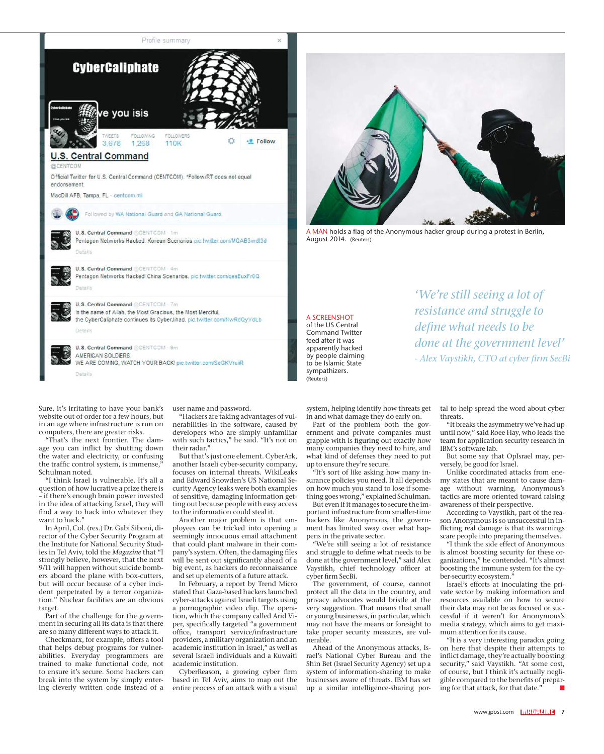A SCREENSHOT of the US Central Command Twitter feed after it was apparently hacked by people claiming to be Islamic State sympathizers. (Reuters)

A MAN holds a flag of the Anonymous hacker group during a protest in Berlin, August 2014. (Reuters)

*'We're still seeing a lot of resistance and struggle to define what needs to be done at the government level'*
*- Alex Vaystikh, CTO at cyber firm SecBi*

Sure, it's irritating to have your bank's website out of order for a few hours, but in an age where infrastructure is run on computers, there are greater risks.

"That's the next frontier. The damage you can inflict by shutting down the water and electricity, or confusing the traffic control system, is immense," Schulman noted.

"I think Israel is vulnerable. It's all a question of how lucrative a prize there is – if there's enough brain power invested in the idea of attacking Israel, they will find a way to hack into whatever they want to hack."

In April, Col. (res.) Dr. Gabi Siboni, director of the Cyber Security Program at the Institute for National Security Studies in Tel Aviv, told the *Magazine* that "I strongly believe, however, that the next 9/11 will happen without suicide bombers aboard the plane with box-cutters, but will occur because of a cyber incident perpetrated by a terror organization." Nuclear facilities are an obvious target.

Part of the challenge for the government in securing all its data is that there are so many different ways to attack it.

Checkmarx, for example, offers a tool that helps debug programs for vulnerabilities. Everyday programmers are trained to make functional code, not to ensure it's secure. Some hackers can break into the system by simply entering cleverly written code instead of a user name and password.

"Hackers are taking advantages of vulnerabilities in the software, caused by developers who are simply unfamiliar with such tactics," he said. "It's not on their radar."

But that's just one element. CyberArk, another Israeli cyber-security company, focuses on internal threats. WikiLeaks and Edward Snowden's US National Security Agency leaks were both examples of sensitive, damaging information getting out because people with easy access to the information could steal it.

Another major problem is that employees can be tricked into opening a seemingly innocuous email attachment that could plant malware in their company's system. Often, the damaging files will be sent out significantly ahead of a big event, as hackers do reconnaissance and set up elements of a future attack.

In February, a report by Trend Micro stated that Gaza-based hackers launched cyber-attacks against Israeli targets using a pornographic video clip. The operation, which the company called Arid Viper, specifically targeted "a government office, transport service/infrastructure providers, a military organization and an academic institution in Israel," as well as several Israeli individuals and a Kuwaiti academic institution.

CyberReason, a growing cyber firm based in Tel Aviv, aims to map out the entire process of an attack with a visual system, helping identify how threats get in and what damage they do early on.

Part of the problem both the government and private companies must grapple with is figuring out exactly how many companies they need to hire, and what kind of defenses they need to put up to ensure they're secure.

"It's sort of like asking how many insurance policies you need. It all depends on how much you stand to lose if something goes wrong," explained Schulman.

But even if it manages to secure the important infrastructure from smaller-time hackers like Anonymous, the government has limited sway over what happens in the private sector.

"We're still seeing a lot of resistance and struggle to define what needs to be done at the government level," said Alex Vaystikh, chief technology officer at cyber firm SecBi.

The government, of course, cannot protect all the data in the country, and privacy advocates would bristle at the very suggestion. That means that small or young businesses, in particular, which may not have the means or foresight to take proper security measures, are vulnerable.

Ahead of the Anonymous attacks, Israel's National Cyber Bureau and the Shin Bet (Israel Security Agency) set up a system of information-sharing to make businesses aware of threats. IBM has set up a similar intelligence-sharing portal to help spread the word about cyber threats.

"It breaks the asymmetry we've had up until now," said Roee Hay, who leads the team for application security research in IBM's software lab.

But some say that OpIsrael may, perversely, be good for Israel.

Unlike coordinated attacks from enemy states that are meant to cause damage without warning, Anonymous's tactics are more oriented toward raising awareness of their perspective.

According to Vaystikh, part of the reason Anonymous is so unsuccessful in inflicting real damage is that its warnings scare people into preparing themselves.

"I think the side effect of Anonymous is almost boosting security for these organizations," he contended. "It's almost boosting the immune system for the cyber-security ecosystem."

Israel's efforts at inoculating the private sector by making information and resources available on how to secure their data may not be as focused or successful if it weren't for Anonymous's media strategy, which aims to get maximum attention for its cause.

"It is a very interesting paradox going on here that despite their attempts to inflict damage, they're actually boosting security," said Vaystikh. "At some cost, of course, but I think it's actually negligible compared to the benefits of preparing for that attack, for that date." ■